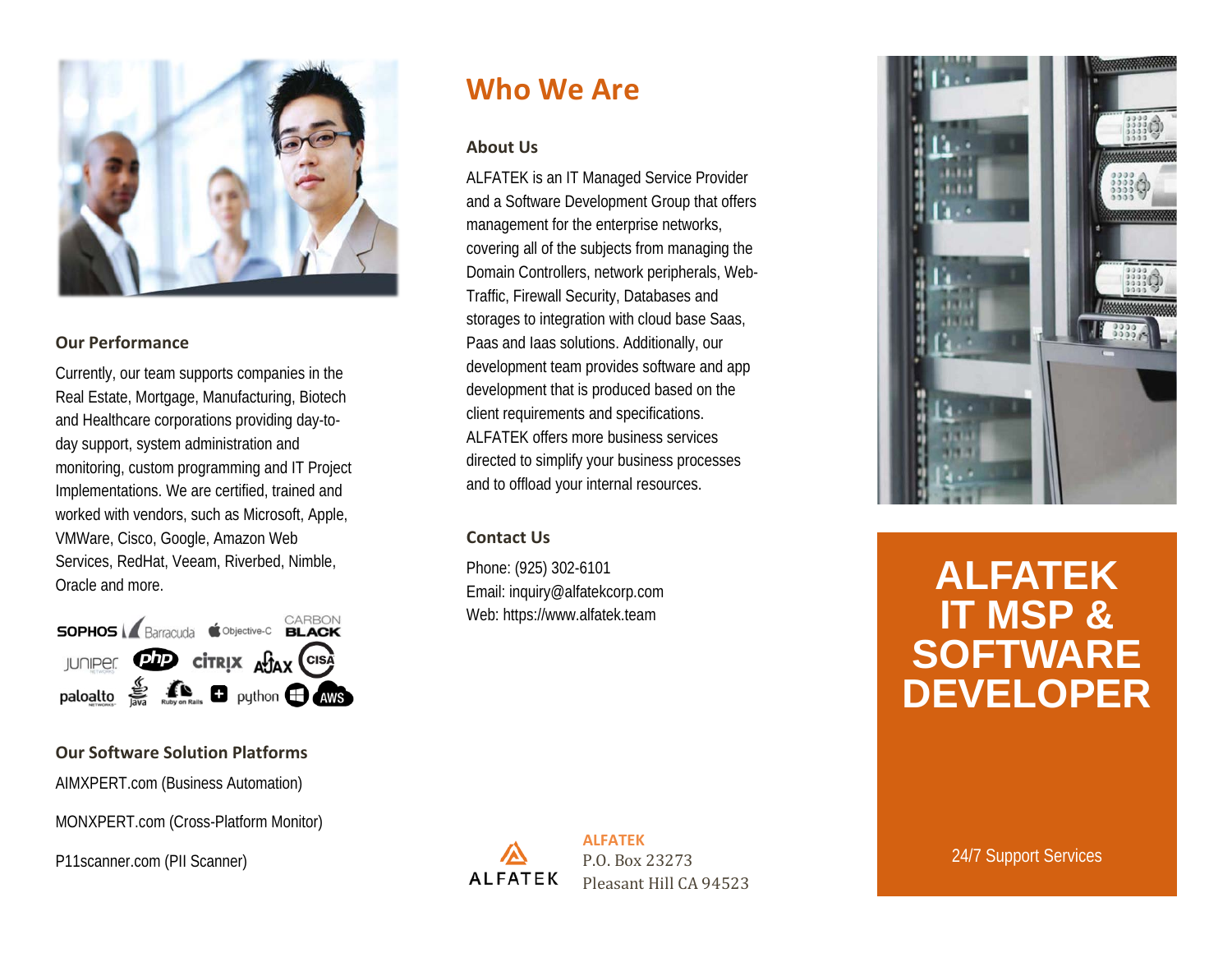## Our Performance

Currently, our team supports companies in the Real Estate, Mortgage, Manufacturing, Biotech and Healthcare corporations providing day-to-day support, system administration and monitoring, custom programming and IT Project Implementations. We are certified, trained and worked with vendors, such as Microsoft, Apple, VMWare, Cisco, Google, Amazon Web Services, RedHat, Veeam, Riverbed, Nimble, Oracle and more.

## Our Software Solution Platforms

AIMXPERT.com (Business Automation)

MONXPERT.com (Cross-Platform Monitor)

P11scanner.com (PII Scanner)

# Who We Are

## About Us

ALFATEK is an IT Managed Service Provider and a Software Development Group that offers management for the enterprise networks, covering all of the subjects from managing the Domain Controllers, network peripherals, Web-Traffic, Firewall Security, Databases and storages to integration with cloud base Saas, Paas and Iaas solutions. Additionally, our development team provides software and app development that is produced based on the client requirements and specifications. ALFATEK offers more business services directed to simplify your business processes and to offload your internal resources.

## Contact Us

Phone: (925) 302-6101
Email: inquiry@alfatekcorp.com
Web: https://www.alfatek.team

ALFATEK

**ALFATEK**
P.O. Box 23273
Pleasant Hill CA 94523

# ALFATEK IT MSP & SOFTWARE DEVELOPER

24/7 Support Services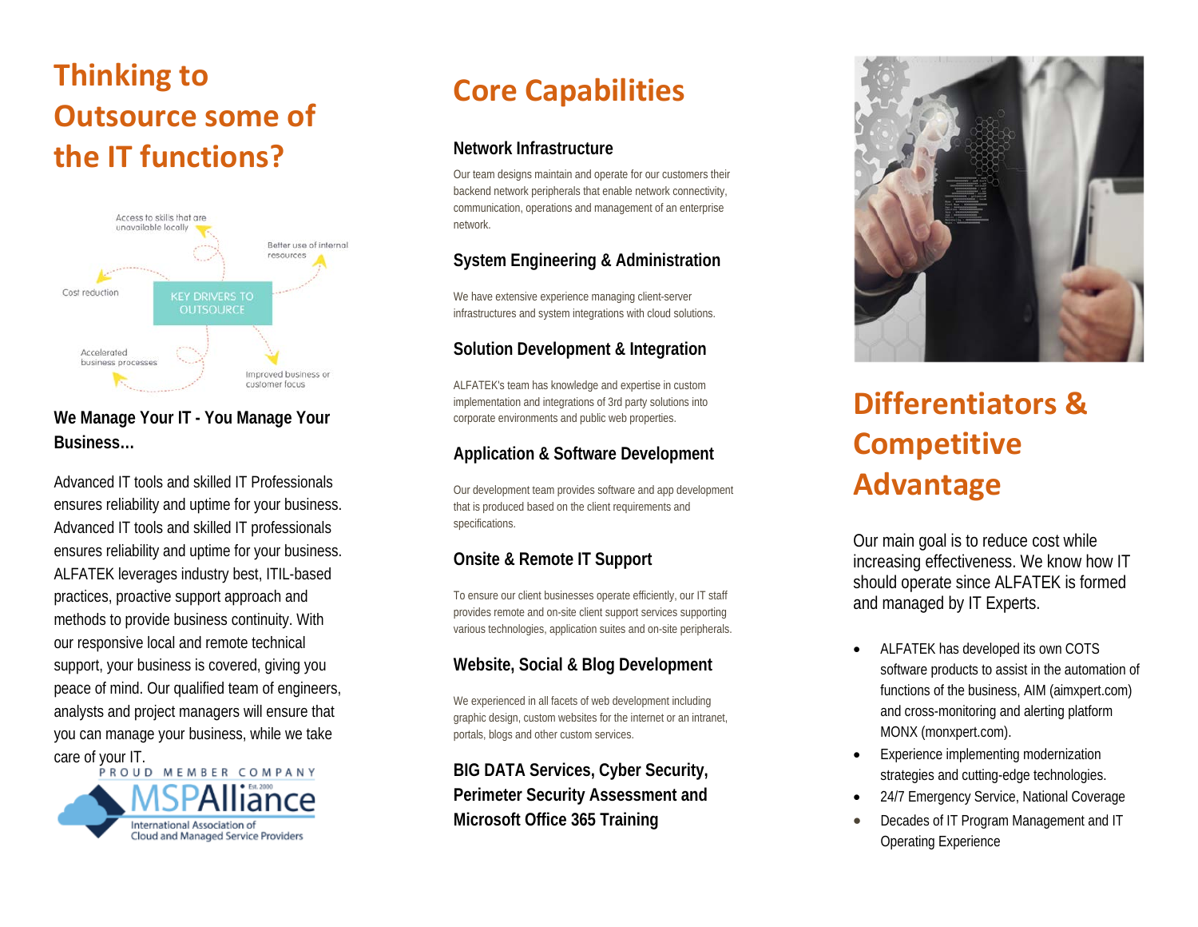# Thinking to Outsource some of the IT functions?

KEY DRIVERS TO OUTSOURCE

Access to skills that are unavailable locally

Better use of internal resources

Cost reduction

Accelerated business processes

Improved business or customer focus

### We Manage Your IT - You Manage Your Business...

Advanced IT tools and skilled IT Professionals ensures reliability and uptime for your business. Advanced IT tools and skilled IT professionals ensures reliability and uptime for your business. ALFATEK leverages industry best, ITIL-based practices, proactive support approach and methods to provide business continuity. With our responsive local and remote technical support, your business is covered, giving you peace of mind. Our qualified team of engineers, analysts and project managers will ensure that you can manage your business, while we take care of your IT.

PROUD MEMBER COMPANY

MSPAlliance Est. 2000

International Association of Cloud and Managed Service Providers

# Core Capabilities

### Network Infrastructure

Our team designs maintain and operate for our customers their backend network peripherals that enable network connectivity, communication, operations and management of an enterprise network.

### System Engineering & Administration

We have extensive experience managing client-server infrastructures and system integrations with cloud solutions.

### Solution Development & Integration

ALFATEK's team has knowledge and expertise in custom implementation and integrations of 3rd party solutions into corporate environments and public web properties.

### Application & Software Development

Our development team provides software and app development that is produced based on the client requirements and specifications.

### Onsite & Remote IT Support

To ensure our client businesses operate efficiently, our IT staff provides remote and on-site client support services supporting various technologies, application suites and on-site peripherals.

### Website, Social & Blog Development

We experienced in all facets of web development including graphic design, custom websites for the internet or an intranet, portals, blogs and other custom services.

### BIG DATA Services, Cyber Security, Perimeter Security Assessment and Microsoft Office 365 Training

# Differentiators & Competitive Advantage

Our main goal is to reduce cost while increasing effectiveness. We know how IT should operate since ALFATEK is formed and managed by IT Experts.

- ALFATEK has developed its own COTS software products to assist in the automation of functions of the business, AIM (aimxpert.com) and cross-monitoring and alerting platform MONX (monxpert.com).
- Experience implementing modernization strategies and cutting-edge technologies.
- 24/7 Emergency Service, National Coverage
- Decades of IT Program Management and IT Operating Experience